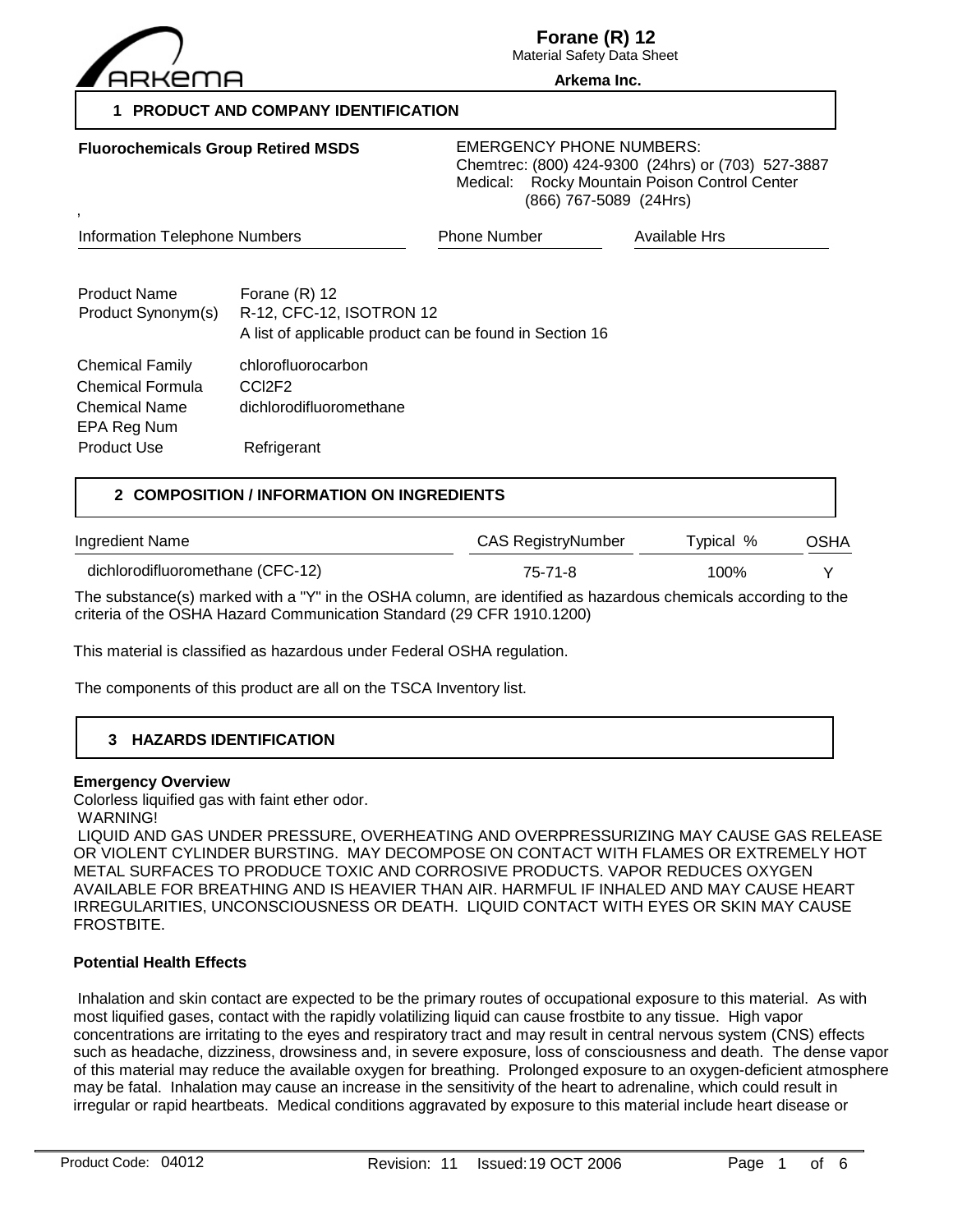ARKEMA

**Forane (R) 12**
Material Safety Data Sheet
**Arkema Inc.**

## 1 PRODUCT AND COMPANY IDENTIFICATION

**Fluorochemicals Group Retired MSDS**

EMERGENCY PHONE NUMBERS:
Chemtrec: (800) 424-9300 (24hrs) or (703) 527-3887
Medical: Rocky Mountain Poison Control Center
(866) 767-5089 (24Hrs)

,

| Information Telephone Numbers | Phone Number | Available Hrs |
|---|---|---|

| | |
|---|---|
| Product Name | Forane (R) 12 |
| Product Synonym(s) | R-12, CFC-12, ISOTRON 12<br>A list of applicable product can be found in Section 16 |
| Chemical Family | chlorofluorocarbon |
| Chemical Formula | $CCl_2F_2$ |
| Chemical Name | dichlorodifluoromethane |
| EPA Reg Num | |
| Product Use | Refrigerant |

## 2 COMPOSITION / INFORMATION ON INGREDIENTS

| Ingredient Name | CAS RegistryNumber | Typical % | OSHA |
|---|---|---|---|
| dichlorodifluoromethane (CFC-12) | 75-71-8 | 100% | Y |

The substance(s) marked with a "Y" in the OSHA column, are identified as hazardous chemicals according to the criteria of the OSHA Hazard Communication Standard (29 CFR 1910.1200)

This material is classified as hazardous under Federal OSHA regulation.

The components of this product are all on the TSCA Inventory list.

## 3 HAZARDS IDENTIFICATION

**Emergency Overview**

Colorless liquified gas with faint ether odor.
WARNING!
LIQUID AND GAS UNDER PRESSURE, OVERHEATING AND OVERPRESSURIZING MAY CAUSE GAS RELEASE OR VIOLENT CYLINDER BURSTING. MAY DECOMPOSE ON CONTACT WITH FLAMES OR EXTREMELY HOT METAL SURFACES TO PRODUCE TOXIC AND CORROSIVE PRODUCTS. VAPOR REDUCES OXYGEN AVAILABLE FOR BREATHING AND IS HEAVIER THAN AIR. HARMFUL IF INHALED AND MAY CAUSE HEART IRREGULARITIES, UNCONSCIOUSNESS OR DEATH. LIQUID CONTACT WITH EYES OR SKIN MAY CAUSE FROSTBITE.

**Potential Health Effects**

Inhalation and skin contact are expected to be the primary routes of occupational exposure to this material. As with most liquified gases, contact with the rapidly volatilizing liquid can cause frostbite to any tissue. High vapor concentrations are irritating to the eyes and respiratory tract and may result in central nervous system (CNS) effects such as headache, dizziness, drowsiness and, in severe exposure, loss of consciousness and death. The dense vapor of this material may reduce the available oxygen for breathing. Prolonged exposure to an oxygen-deficient atmosphere may be fatal. Inhalation may cause an increase in the sensitivity of the heart to adrenaline, which could result in irregular or rapid heartbeats. Medical conditions aggravated by exposure to this material include heart disease or

Product Code: 04012 Revision: 11 Issued: 19 OCT 2006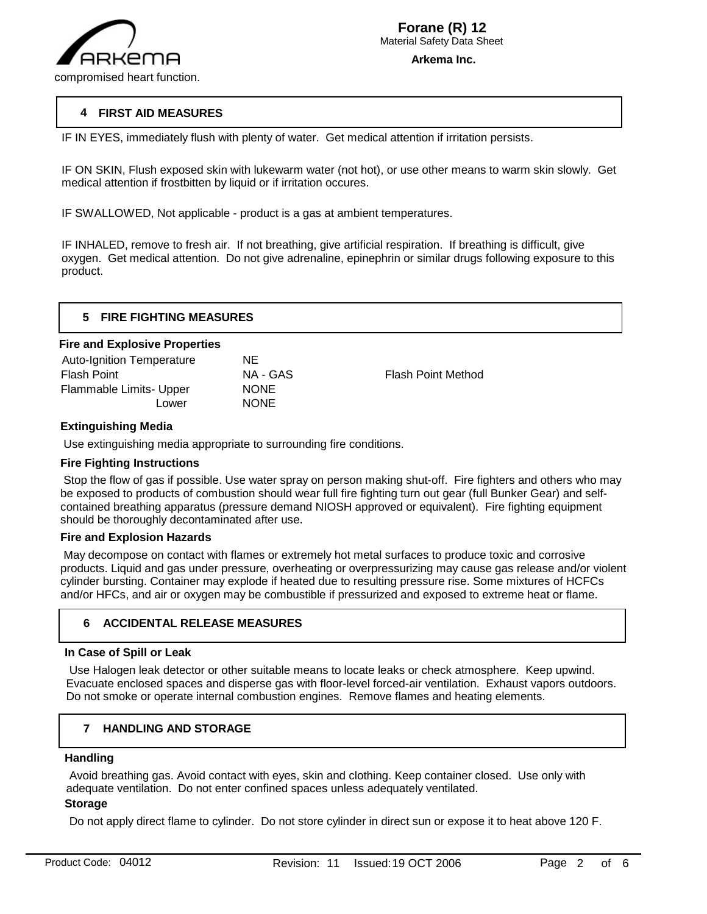compromised heart function.

## 4 FIRST AID MEASURES

IF IN EYES, immediately flush with plenty of water. Get medical attention if irritation persists.

IF ON SKIN, Flush exposed skin with lukewarm water (not hot), or use other means to warm skin slowly. Get medical attention if frostbitten by liquid or if irritation occures.

IF SWALLOWED, Not applicable - product is a gas at ambient temperatures.

IF INHALED, remove to fresh air. If not breathing, give artificial respiration. If breathing is difficult, give oxygen. Get medical attention. Do not give adrenaline, epinephrin or similar drugs following exposure to this product.

## 5 FIRE FIGHTING MEASURES

### Fire and Explosive Properties

| | | | |
|---|---|---|---|
| Auto-Ignition Temperature | NE | | |
| Flash Point | NA - GAS | Flash Point Method | |
| Flammable Limits- Upper | NONE | | |
| Lower | NONE | | |

### Extinguishing Media

Use extinguishing media appropriate to surrounding fire conditions.

### Fire Fighting Instructions

Stop the flow of gas if possible. Use water spray on person making shut-off. Fire fighters and others who may be exposed to products of combustion should wear full fire fighting turn out gear (full Bunker Gear) and self-contained breathing apparatus (pressure demand NIOSH approved or equivalent). Fire fighting equipment should be thoroughly decontaminated after use.

### Fire and Explosion Hazards

May decompose on contact with flames or extremely hot metal surfaces to produce toxic and corrosive products. Liquid and gas under pressure, overheating or overpressurizing may cause gas release and/or violent cylinder bursting. Container may explode if heated due to resulting pressure rise. Some mixtures of HCFCs and/or HFCs, and air or oxygen may be combustible if pressurized and exposed to extreme heat or flame.

## 6 ACCIDENTAL RELEASE MEASURES

### In Case of Spill or Leak

Use Halogen leak detector or other suitable means to locate leaks or check atmosphere. Keep upwind. Evacuate enclosed spaces and disperse gas with floor-level forced-air ventilation. Exhaust vapors outdoors. Do not smoke or operate internal combustion engines. Remove flames and heating elements.

## 7 HANDLING AND STORAGE

### Handling

Avoid breathing gas. Avoid contact with eyes, skin and clothing. Keep container closed. Use only with adequate ventilation. Do not enter confined spaces unless adequately ventilated.

### Storage

Do not apply direct flame to cylinder. Do not store cylinder in direct sun or expose it to heat above 120 F.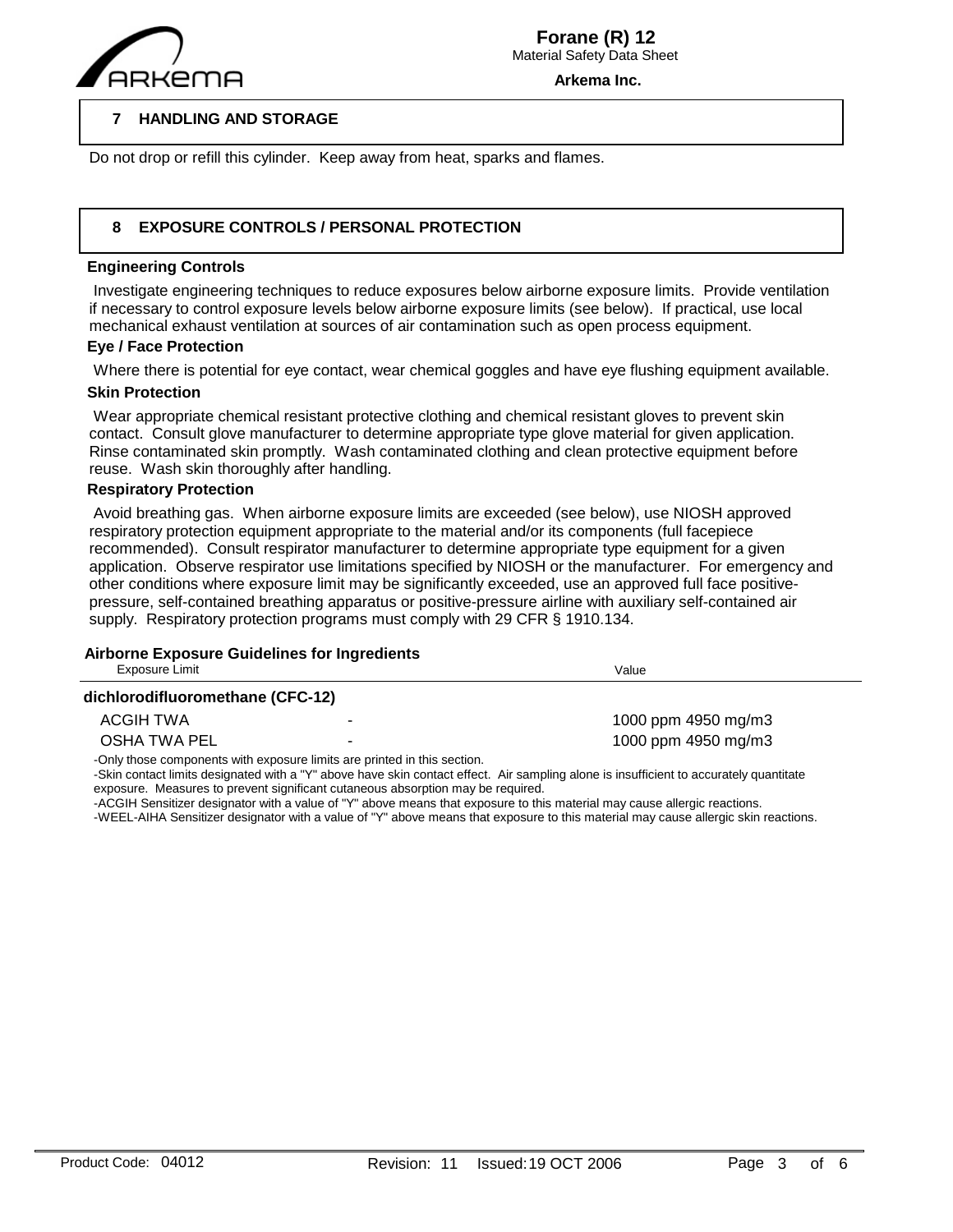## 7 HANDLING AND STORAGE

Do not drop or refill this cylinder. Keep away from heat, sparks and flames.

## 8 EXPOSURE CONTROLS / PERSONAL PROTECTION

### Engineering Controls

Investigate engineering techniques to reduce exposures below airborne exposure limits. Provide ventilation if necessary to control exposure levels below airborne exposure limits (see below). If practical, use local mechanical exhaust ventilation at sources of air contamination such as open process equipment.

### Eye / Face Protection

Where there is potential for eye contact, wear chemical goggles and have eye flushing equipment available.

### Skin Protection

Wear appropriate chemical resistant protective clothing and chemical resistant gloves to prevent skin contact. Consult glove manufacturer to determine appropriate type glove material for given application. Rinse contaminated skin promptly. Wash contaminated clothing and clean protective equipment before reuse. Wash skin thoroughly after handling.

### Respiratory Protection

Avoid breathing gas. When airborne exposure limits are exceeded (see below), use NIOSH approved respiratory protection equipment appropriate to the material and/or its components (full facepiece recommended). Consult respirator manufacturer to determine appropriate type equipment for a given application. Observe respirator use limitations specified by NIOSH or the manufacturer. For emergency and other conditions where exposure limit may be significantly exceeded, use an approved full face positive-pressure, self-contained breathing apparatus or positive-pressure airline with auxiliary self-contained air supply. Respiratory protection programs must comply with 29 CFR § 1910.134.

### Airborne Exposure Guidelines for Ingredients

| Exposure Limit | | Value |
|---|---|---|
| **dichlorodifluoromethane (CFC-12)** | | |
| ACGIH TWA | - | 1000 ppm 4950 mg/m3 |
| OSHA TWA PEL | - | 1000 ppm 4950 mg/m3 |

-Only those components with exposure limits are printed in this section.
-Skin contact limits designated with a "Y" above have skin contact effect. Air sampling alone is insufficient to accurately quantitate exposure. Measures to prevent significant cutaneous absorption may be required.
-ACGIH Sensitizer designator with a value of "Y" above means that exposure to this material may cause allergic reactions.
-WEEL-AIHA Sensitizer designator with a value of "Y" above means that exposure to this material may cause allergic skin reactions.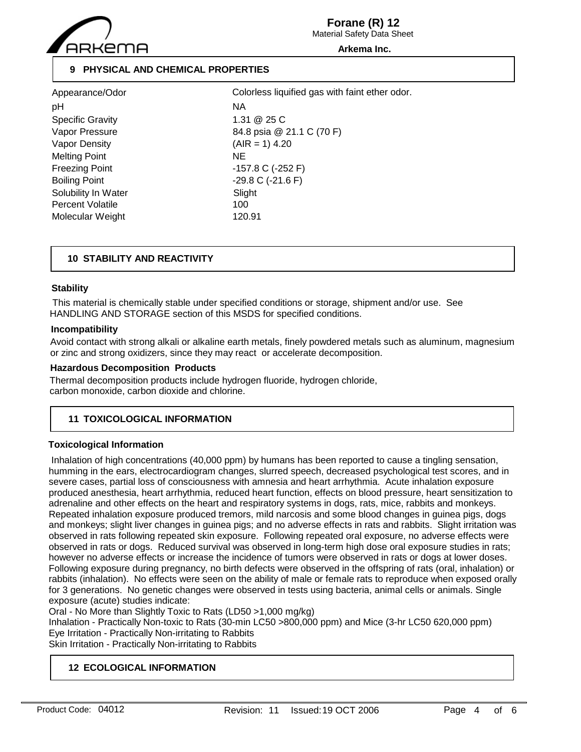## 9 PHYSICAL AND CHEMICAL PROPERTIES

| Property | Value |
|---|---|
| Appearance/Odor | Colorless liquified gas with faint ether odor. |
| pH | NA |
| Specific Gravity | 1.31 @ 25 C |
| Vapor Pressure | 84.8 psia @ 21.1 C (70 F) |
| Vapor Density | (AIR = 1) 4.20 |
| Melting Point | NE |
| Freezing Point | -157.8 C (-252 F) |
| Boiling Point | -29.8 C (-21.6 F) |
| Solubility In Water | Slight |
| Percent Volatile | 100 |
| Molecular Weight | 120.91 |

## 10 STABILITY AND REACTIVITY

**Stability**

This material is chemically stable under specified conditions or storage, shipment and/or use. See HANDLING AND STORAGE section of this MSDS for specified conditions.

**Incompatibility**

Avoid contact with strong alkali or alkaline earth metals, finely powdered metals such as aluminum, magnesium or zinc and strong oxidizers, since they may react or accelerate decomposition.

**Hazardous Decomposition Products**

Thermal decomposition products include hydrogen fluoride, hydrogen chloride, carbon monoxide, carbon dioxide and chlorine.

## 11 TOXICOLOGICAL INFORMATION

**Toxicological Information**

Inhalation of high concentrations (40,000 ppm) by humans has been reported to cause a tingling sensation, humming in the ears, electrocardiogram changes, slurred speech, decreased psychological test scores, and in severe cases, partial loss of consciousness with amnesia and heart arrhythmia. Acute inhalation exposure produced anesthesia, heart arrhythmia, reduced heart function, effects on blood pressure, heart sensitization to adrenaline and other effects on the heart and respiratory systems in dogs, rats, mice, rabbits and monkeys. Repeated inhalation exposure produced tremors, mild narcosis and some blood changes in guinea pigs, dogs and monkeys; slight liver changes in guinea pigs; and no adverse effects in rats and rabbits. Slight irritation was observed in rats following repeated skin exposure. Following repeated oral exposure, no adverse effects were observed in rats or dogs. Reduced survival was observed in long-term high dose oral exposure studies in rats; however no adverse effects or increase the incidence of tumors were observed in rats or dogs at lower doses. Following exposure during pregnancy, no birth defects were observed in the offspring of rats (oral, inhalation) or rabbits (inhalation). No effects were seen on the ability of male or female rats to reproduce when exposed orally for 3 generations. No genetic changes were observed in tests using bacteria, animal cells or animals. Single exposure (acute) studies indicate:

Oral - No More than Slightly Toxic to Rats (LD50 >1,000 mg/kg)
Inhalation - Practically Non-toxic to Rats (30-min LC50 >800,000 ppm) and Mice (3-hr LC50 620,000 ppm)
Eye Irritation - Practically Non-irritating to Rabbits
Skin Irritation - Practically Non-irritating to Rabbits

## 12 ECOLOGICAL INFORMATION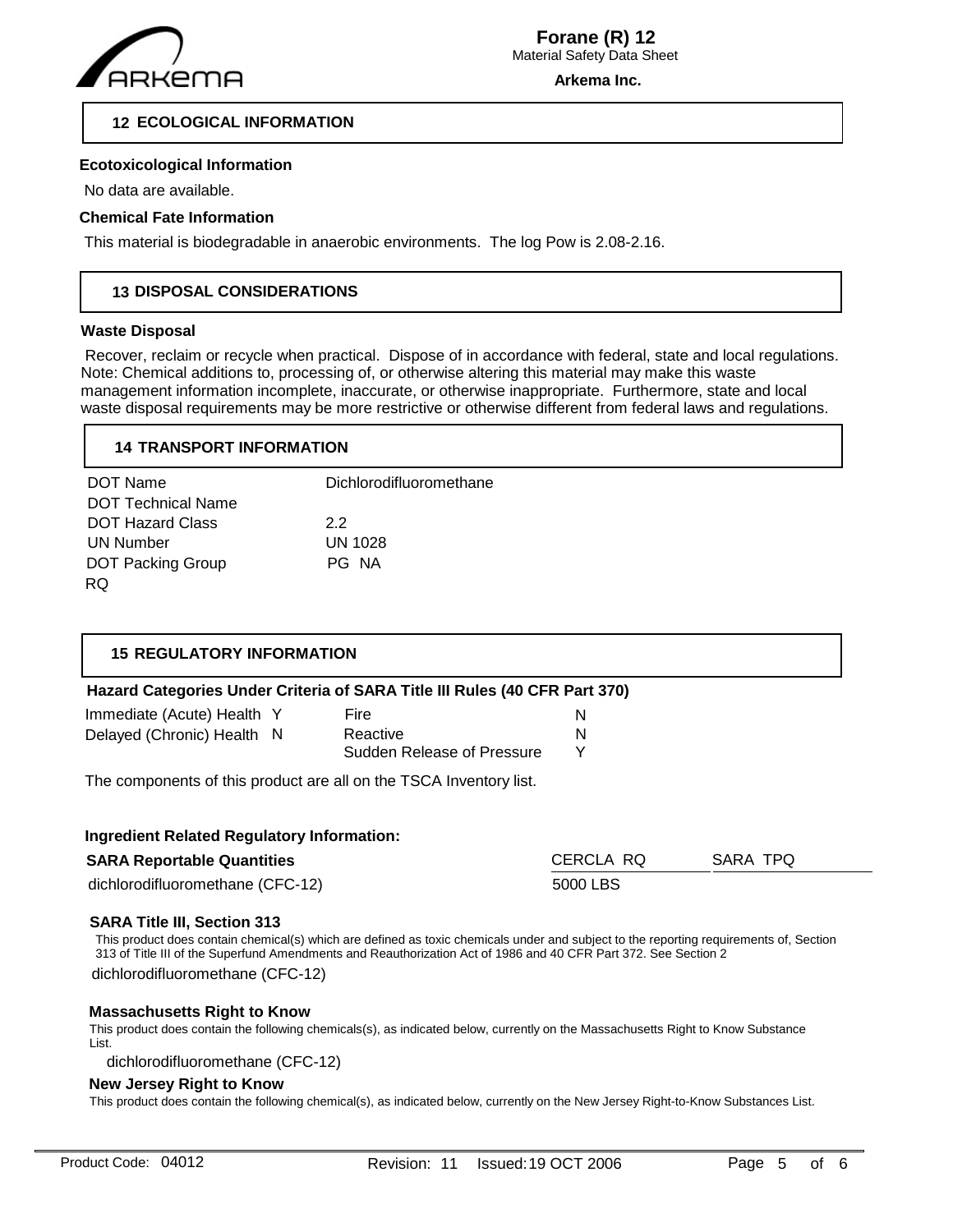## 12 ECOLOGICAL INFORMATION

**Ecotoxicological Information**

No data are available.

**Chemical Fate Information**

This material is biodegradable in anaerobic environments. The log Pow is 2.08-2.16.

## 13 DISPOSAL CONSIDERATIONS

**Waste Disposal**

Recover, reclaim or recycle when practical. Dispose of in accordance with federal, state and local regulations. Note: Chemical additions to, processing of, or otherwise altering this material may make this waste management information incomplete, inaccurate, or otherwise inappropriate. Furthermore, state and local waste disposal requirements may be more restrictive or otherwise different from federal laws and regulations.

## 14 TRANSPORT INFORMATION

| | |
|---|---|
| DOT Name | Dichlorodifluoromethane |
| DOT Technical Name | |
| DOT Hazard Class | 2.2 |
| UN Number | UN 1028 |
| DOT Packing Group | PG NA |
| RQ | |

## 15 REGULATORY INFORMATION

**Hazard Categories Under Criteria of SARA Title III Rules (40 CFR Part 370)**

| | | | |
|---|---|---|---|
| Immediate (Acute) Health | Y | Fire | N |
| Delayed (Chronic) Health | N | Reactive | N |
| | | Sudden Release of Pressure | Y |

The components of this product are all on the TSCA Inventory list.

**Ingredient Related Regulatory Information:**

| SARA Reportable Quantities | CERCLA RQ | SARA TPQ |
|---|---|---|
| dichlorodifluoromethane (CFC-12) | 5000 LBS | |

**SARA Title III, Section 313**

This product does contain chemical(s) which are defined as toxic chemicals under and subject to the reporting requirements of, Section 313 of Title III of the Superfund Amendments and Reauthorization Act of 1986 and 40 CFR Part 372. See Section 2

dichlorodifluoromethane (CFC-12)

**Massachusetts Right to Know**

This product does contain the following chemicals(s), as indicated below, currently on the Massachusetts Right to Know Substance List.

dichlorodifluoromethane (CFC-12)

**New Jersey Right to Know**

This product does contain the following chemical(s), as indicated below, currently on the New Jersey Right-to-Know Substances List.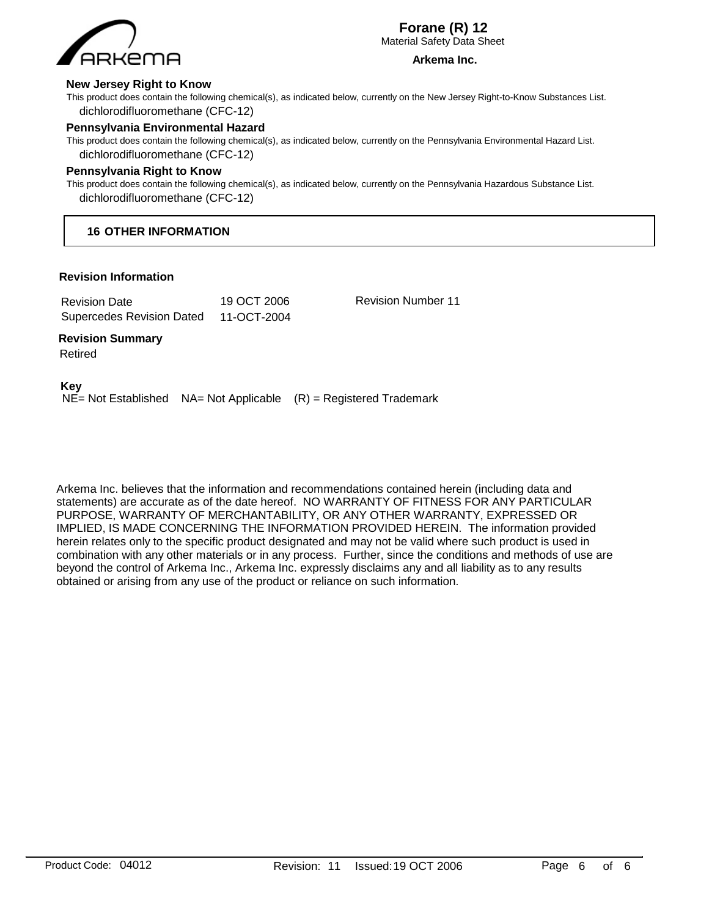### New Jersey Right to Know

This product does contain the following chemical(s), as indicated below, currently on the New Jersey Right-to-Know Substances List.

dichlorodifluoromethane (CFC-12)

### Pennsylvania Environmental Hazard

This product does contain the following chemical(s), as indicated below, currently on the Pennsylvania Environmental Hazard List.

dichlorodifluoromethane (CFC-12)

### Pennsylvania Right to Know

This product does contain the following chemical(s), as indicated below, currently on the Pennsylvania Hazardous Substance List.

dichlorodifluoromethane (CFC-12)

## 16 OTHER INFORMATION

### Revision Information

| | | |
|---|---|---|
| Revision Date | 19 OCT 2006 | Revision Number 11 |
| Supercedes Revision Dated | 11-OCT-2004 | |

### Revision Summary

Retired

### Key

NE= Not Established NA= Not Applicable (R) = Registered Trademark

Arkema Inc. believes that the information and recommendations contained herein (including data and statements) are accurate as of the date hereof. NO WARRANTY OF FITNESS FOR ANY PARTICULAR PURPOSE, WARRANTY OF MERCHANTABILITY, OR ANY OTHER WARRANTY, EXPRESSED OR IMPLIED, IS MADE CONCERNING THE INFORMATION PROVIDED HEREIN. The information provided herein relates only to the specific product designated and may not be valid where such product is used in combination with any other materials or in any process. Further, since the conditions and methods of use are beyond the control of Arkema Inc., Arkema Inc. expressly disclaims any and all liability as to any results obtained or arising from any use of the product or reliance on such information.